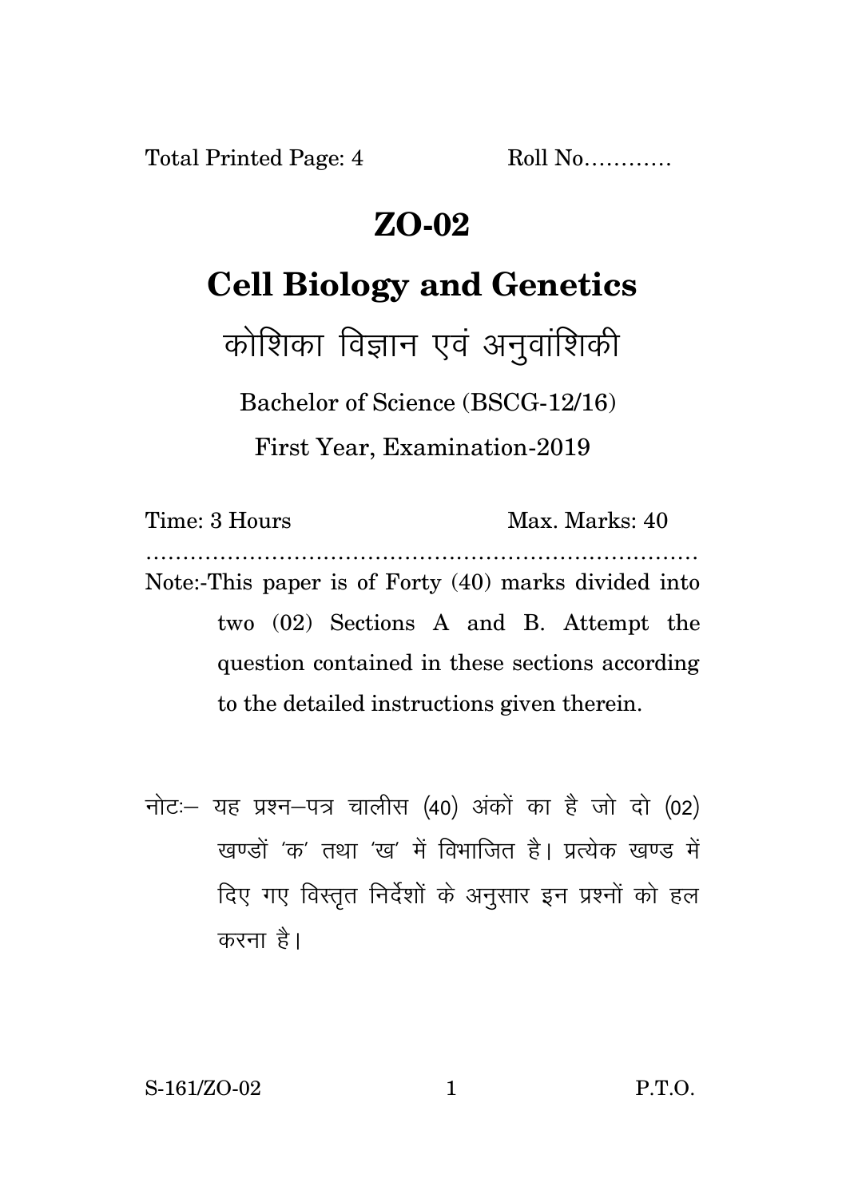Total Printed Page: 4 Roll No…………

# ZO-02

# Cell Biology and Genetics

## कोशिका विज्ञान एवं अनुवांशिकी

Bachelor of Science (BSCG-12/16)

First Year, Examination-2019

Time: 3 Hours Max. Marks: 40

………………………………………………………………

Note:-This paper is of Forty (40) marks divided into two (02) Sections A and B. Attempt the question contained in these sections according to the detailed instructions given therein.

नोटः— यह प्रश्न—पत्र चालीस (40) अंकों का है जो दो (02) खण्डों 'क' तथा 'ख' में विभाजित है। प्रत्येक खण्ड में दिए गए विस्तृत निर्देशों के अनुसार इन प्रश्नों को हल करना है।

S-161/ZO-02 P.T.O.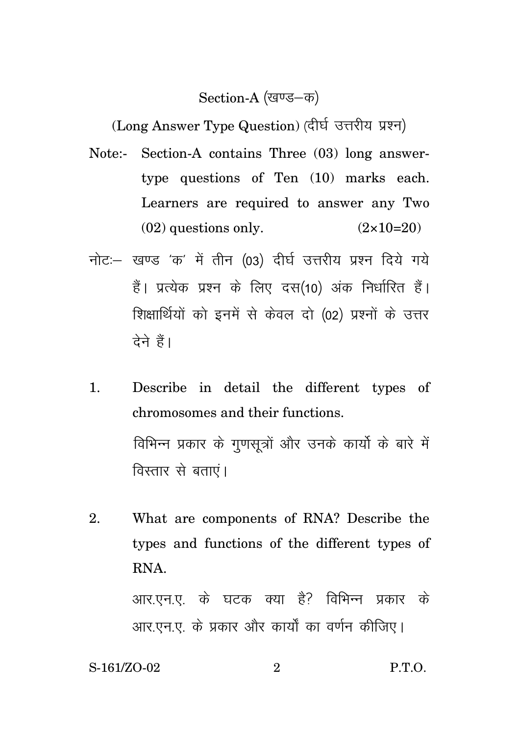## Section-A (खण्ड–क)

(Long Answer Type Question) (दीर्घ उत्तरीय प्रश्न)

Note:- Section-A contains Three (03) long answer-type questions of Ten (10) marks each. Learners are required to answer any Two (02) questions only. (2×10=20)

नोटः– खण्ड 'क' में तीन (03) दीर्घ उत्तरीय प्रश्न दिये गये हैं। प्रत्येक प्रश्न के लिए दस(10) अंक निर्धारित हैं। शिक्षार्थियों को इनमें से केवल दो (02) प्रश्नों के उत्तर देने हैं।

1. Describe in detail the different types of chromosomes and their functions.

   विभिन्न प्रकार के गुणसूत्रों और उनके कार्यो के बारे में विस्तार से बताएं।

2. What are components of RNA? Describe the types and functions of the different types of RNA.

   आर.एन.ए. के घटक क्या है? विभिन्न प्रकार के आर.एन.ए. के प्रकार और कार्यों का वर्णन कीजिए।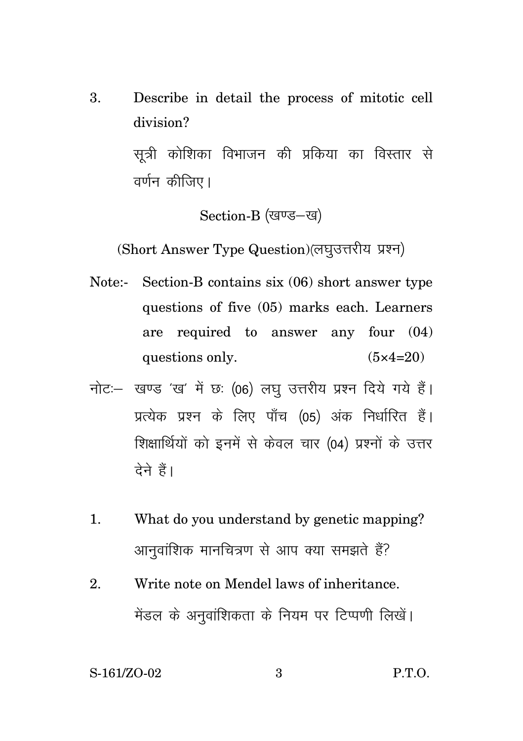3. Describe in detail the process of mitotic cell division?

   सूत्री कोशिका विभाजन की प्रकिया का विस्तार से वर्णन कीजिए।

## Section-B (खण्ड–ख)

### (Short Answer Type Question)(लघुउत्तरीय प्रश्न)

Note:- Section-B contains six (06) short answer type questions of five (05) marks each. Learners are required to answer any four (04) questions only. (5×4=20)

नोटः– खण्ड 'ख' में छः (06) लघु उत्तरीय प्रश्न दिये गये हैं। प्रत्येक प्रश्न के लिए पाँच (05) अंक निर्धारित हैं। शिक्षार्थियों को इनमें से केवल चार (04) प्रश्नों के उत्तर देने हैं।

1. What do you understand by genetic mapping?

   आनुवांशिक मानचित्रण से आप क्या समझते हैं?

2. Write note on Mendel laws of inheritance.

   मेंडल के अनुवांशिकता के नियम पर टिप्पणी लिखें।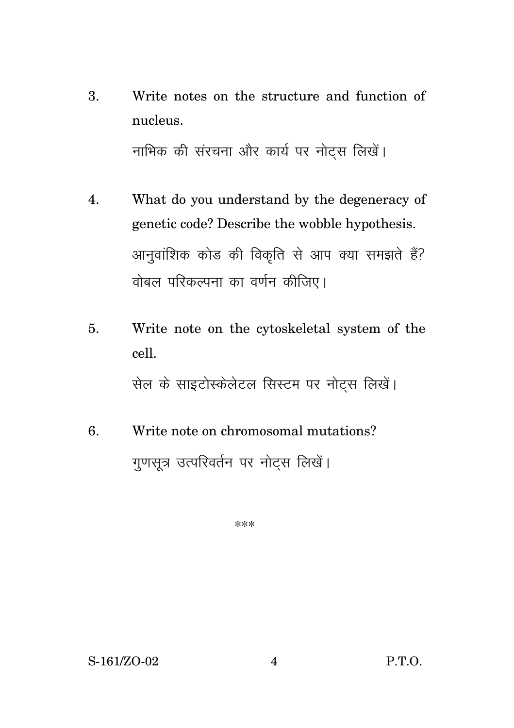3. Write notes on the structure and function of nucleus.

   नाभिक की संरचना और कार्य पर नोट्स लिखें।

4. What do you understand by the degeneracy of genetic code? Describe the wobble hypothesis.

   आनुवांशिक कोड की विकृति से आप क्या समझते हैं? वोबल परिकल्पना का वर्णन कीजिए।

5. Write note on the cytoskeletal system of the cell.

   सेल के साइटोस्केलेटल सिस्टम पर नोट्स लिखें।

6. Write note on chromosomal mutations?

   गुणसूत्र उत्परिवर्तन पर नोट्स लिखें।

***

S-161/ZO-02 P.T.O.